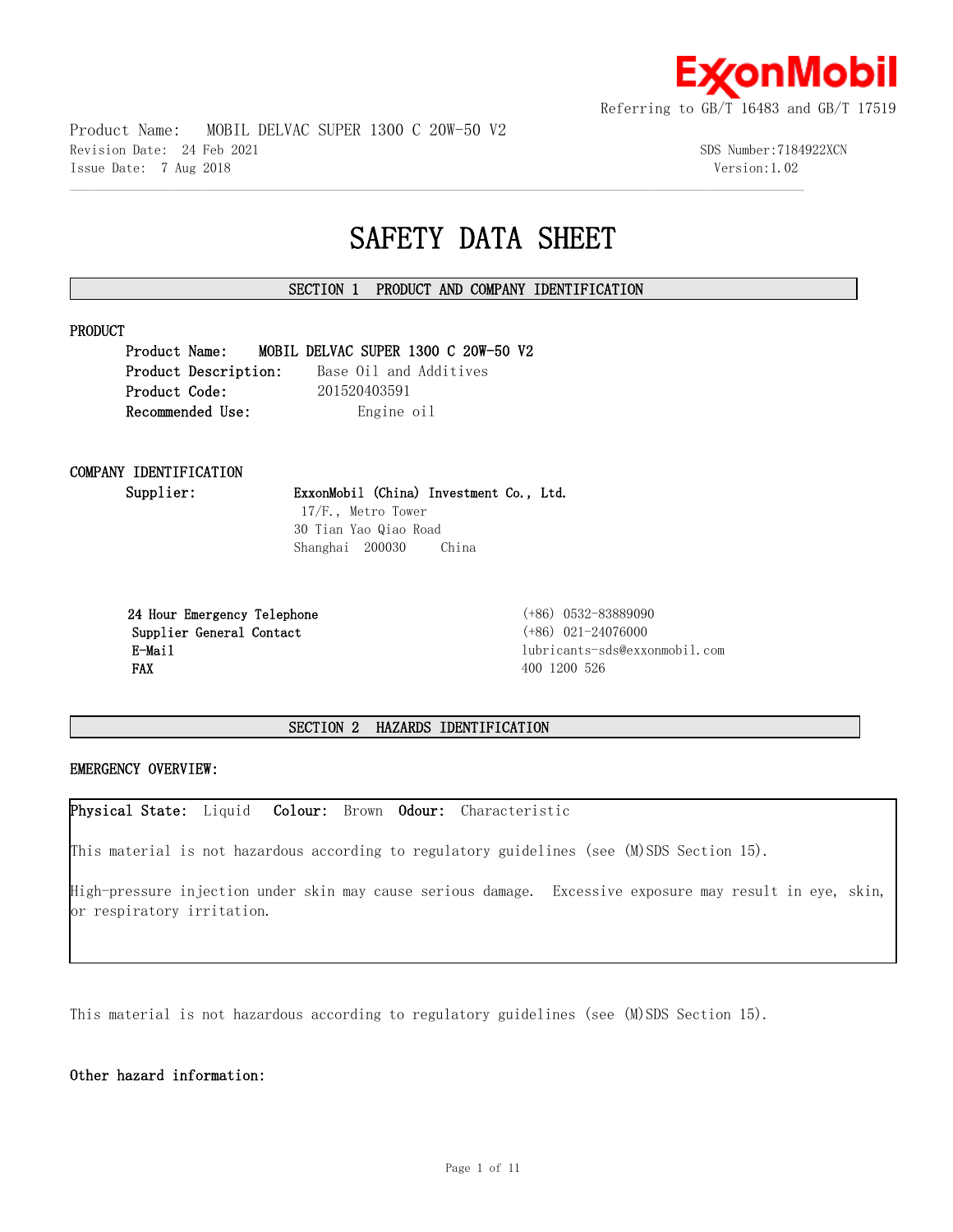Referring to GB/T 16483 and GB/T 17519

Product Name: MOBIL DELVAC SUPER 1300 C 20W-50 V2
Revision Date: 24 Feb 2021 SDS Number:7184922XCN
Issue Date: 7 Aug 2018 Version:1.02

# SAFETY DATA SHEET

## SECTION 1 PRODUCT AND COMPANY IDENTIFICATION

### PRODUCT

**Product Name:** **MOBIL DELVAC SUPER 1300 C 20W-50 V2**
**Product Description:** Base Oil and Additives
**Product Code:** 201520403591
**Recommended Use:** Engine oil

### COMPANY IDENTIFICATION

**Supplier:** **ExxonMobil (China) Investment Co., Ltd.**
17/F., Metro Tower
30 Tian Yao Qiao Road
Shanghai 200030 China

| | |
|---|---|
| **24 Hour Emergency Telephone** | (+86) 0532-83889090 |
| **Supplier General Contact** | (+86) 021-24076000 |
| **E-Mail** | lubricants-sds@exxonmobil.com |
| **FAX** | 400 1200 526 |

## SECTION 2 HAZARDS IDENTIFICATION

### EMERGENCY OVERVIEW:

**Physical State:** Liquid **Colour:** Brown **Odour:** Characteristic

This material is not hazardous according to regulatory guidelines (see (M)SDS Section 15).

High-pressure injection under skin may cause serious damage. Excessive exposure may result in eye, skin, or respiratory irritation.

This material is not hazardous according to regulatory guidelines (see (M)SDS Section 15).

**Other hazard information:**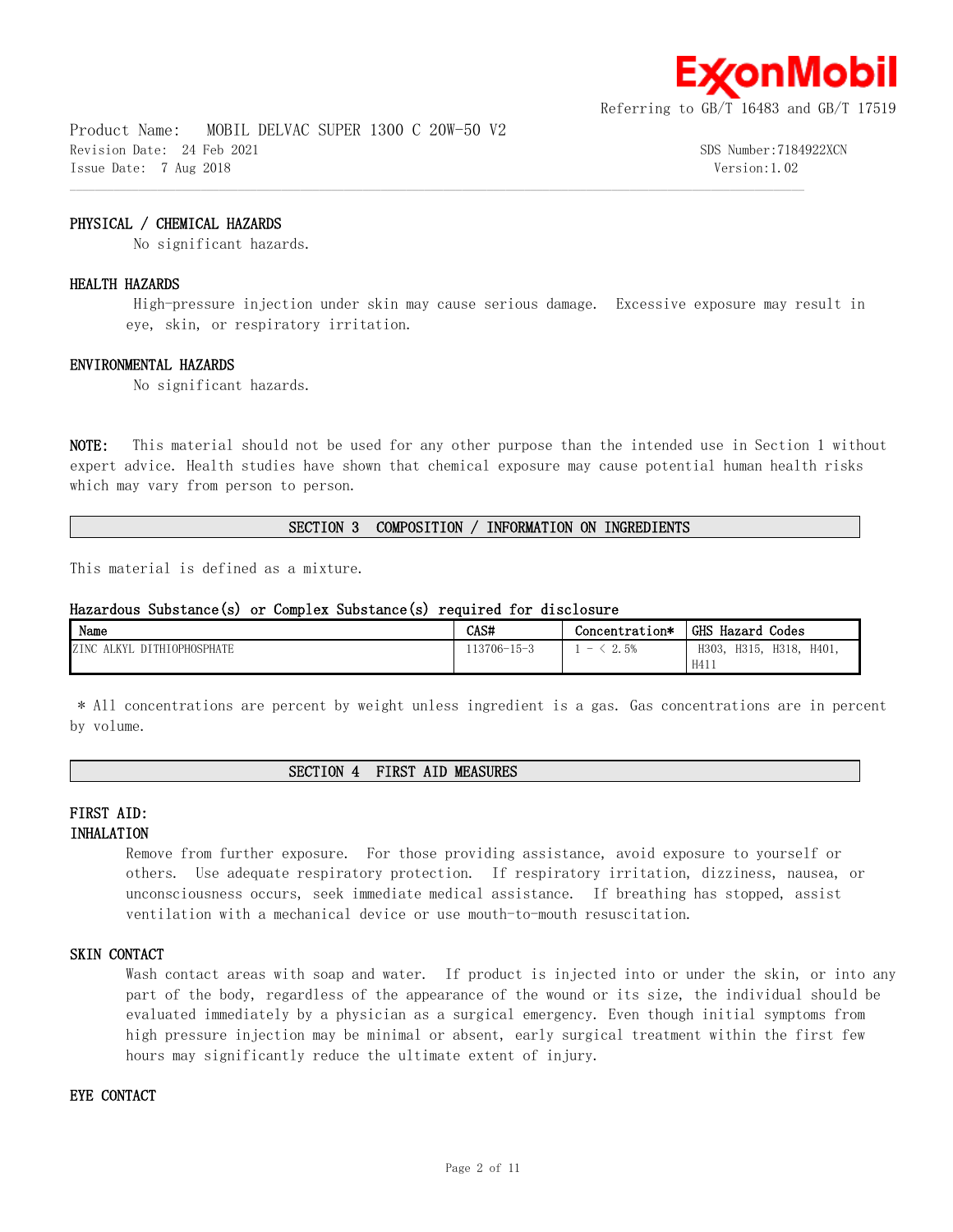### PHYSICAL / CHEMICAL HAZARDS

No significant hazards.

### HEALTH HAZARDS

High-pressure injection under skin may cause serious damage. Excessive exposure may result in eye, skin, or respiratory irritation.

### ENVIRONMENTAL HAZARDS

No significant hazards.

**NOTE:** This material should not be used for any other purpose than the intended use in Section 1 without expert advice. Health studies have shown that chemical exposure may cause potential human health risks which may vary from person to person.

## SECTION 3 COMPOSITION / INFORMATION ON INGREDIENTS

This material is defined as a mixture.

### Hazardous Substance(s) or Complex Substance(s) required for disclosure

| Name | CAS# | Concentration* | GHS Hazard Codes |
|---|---|---|---|
| ZINC ALKYL DITHIOPHOSPHATE | 113706-15-3 | 1 - < 2.5% | H303, H315, H318, H401, H411 |

* All concentrations are percent by weight unless ingredient is a gas. Gas concentrations are in percent by volume.

## SECTION 4 FIRST AID MEASURES

### FIRST AID:

### INHALATION

Remove from further exposure. For those providing assistance, avoid exposure to yourself or others. Use adequate respiratory protection. If respiratory irritation, dizziness, nausea, or unconsciousness occurs, seek immediate medical assistance. If breathing has stopped, assist ventilation with a mechanical device or use mouth-to-mouth resuscitation.

### SKIN CONTACT

Wash contact areas with soap and water. If product is injected into or under the skin, or into any part of the body, regardless of the appearance of the wound or its size, the individual should be evaluated immediately by a physician as a surgical emergency. Even though initial symptoms from high pressure injection may be minimal or absent, early surgical treatment within the first few hours may significantly reduce the ultimate extent of injury.

### EYE CONTACT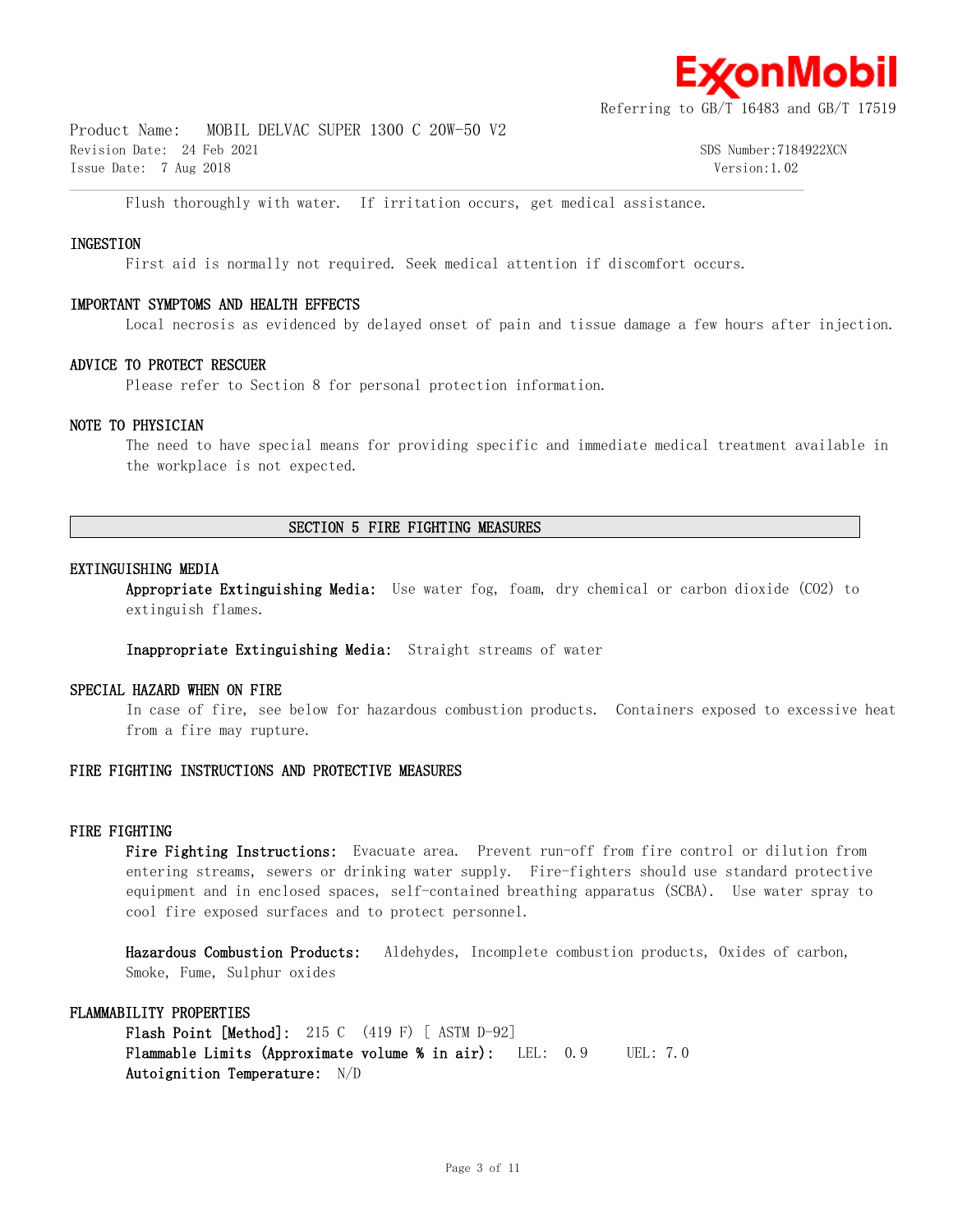Flush thoroughly with water. If irritation occurs, get medical assistance.

### INGESTION

First aid is normally not required. Seek medical attention if discomfort occurs.

### IMPORTANT SYMPTOMS AND HEALTH EFFECTS

Local necrosis as evidenced by delayed onset of pain and tissue damage a few hours after injection.

### ADVICE TO PROTECT RESCUER

Please refer to Section 8 for personal protection information.

### NOTE TO PHYSICIAN

The need to have special means for providing specific and immediate medical treatment available in the workplace is not expected.

## SECTION 5 FIRE FIGHTING MEASURES

### EXTINGUISHING MEDIA

**Appropriate Extinguishing Media:** Use water fog, foam, dry chemical or carbon dioxide ($CO_2$) to extinguish flames.

**Inappropriate Extinguishing Media:** Straight streams of water

### SPECIAL HAZARD WHEN ON FIRE

In case of fire, see below for hazardous combustion products. Containers exposed to excessive heat from a fire may rupture.

### FIRE FIGHTING INSTRUCTIONS AND PROTECTIVE MEASURES

### FIRE FIGHTING

**Fire Fighting Instructions:** Evacuate area. Prevent run-off from fire control or dilution from entering streams, sewers or drinking water supply. Fire-fighters should use standard protective equipment and in enclosed spaces, self-contained breathing apparatus (SCBA). Use water spray to cool fire exposed surfaces and to protect personnel.

**Hazardous Combustion Products:** Aldehydes, Incomplete combustion products, Oxides of carbon, Smoke, Fume, Sulphur oxides

### FLAMMABILITY PROPERTIES

**Flash Point [Method]:** 215 C (419 F) [ ASTM D-92]
**Flammable Limits (Approximate volume % in air):** LEL: 0.9 UEL: 7.0
**Autoignition Temperature:** N/D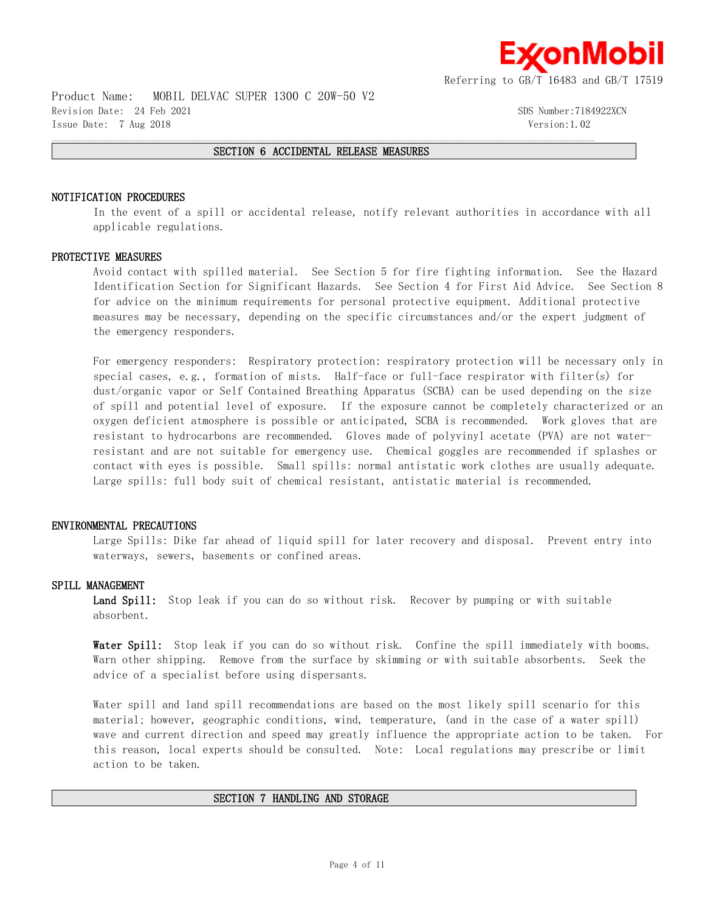## SECTION 6 ACCIDENTAL RELEASE MEASURES

### NOTIFICATION PROCEDURES

In the event of a spill or accidental release, notify relevant authorities in accordance with all applicable regulations.

### PROTECTIVE MEASURES

Avoid contact with spilled material. See Section 5 for fire fighting information. See the Hazard Identification Section for Significant Hazards. See Section 4 for First Aid Advice. See Section 8 for advice on the minimum requirements for personal protective equipment. Additional protective measures may be necessary, depending on the specific circumstances and/or the expert judgment of the emergency responders.

For emergency responders: Respiratory protection: respiratory protection will be necessary only in special cases, e.g., formation of mists. Half-face or full-face respirator with filter(s) for dust/organic vapor or Self Contained Breathing Apparatus (SCBA) can be used depending on the size of spill and potential level of exposure. If the exposure cannot be completely characterized or an oxygen deficient atmosphere is possible or anticipated, SCBA is recommended. Work gloves that are resistant to hydrocarbons are recommended. Gloves made of polyvinyl acetate (PVA) are not water-resistant and are not suitable for emergency use. Chemical goggles are recommended if splashes or contact with eyes is possible. Small spills: normal antistatic work clothes are usually adequate. Large spills: full body suit of chemical resistant, antistatic material is recommended.

### ENVIRONMENTAL PRECAUTIONS

Large Spills: Dike far ahead of liquid spill for later recovery and disposal. Prevent entry into waterways, sewers, basements or confined areas.

### SPILL MANAGEMENT

**Land Spill:** Stop leak if you can do so without risk. Recover by pumping or with suitable absorbent.

**Water Spill:** Stop leak if you can do so without risk. Confine the spill immediately with booms. Warn other shipping. Remove from the surface by skimming or with suitable absorbents. Seek the advice of a specialist before using dispersants.

Water spill and land spill recommendations are based on the most likely spill scenario for this material; however, geographic conditions, wind, temperature, (and in the case of a water spill) wave and current direction and speed may greatly influence the appropriate action to be taken. For this reason, local experts should be consulted. Note: Local regulations may prescribe or limit action to be taken.

## SECTION 7 HANDLING AND STORAGE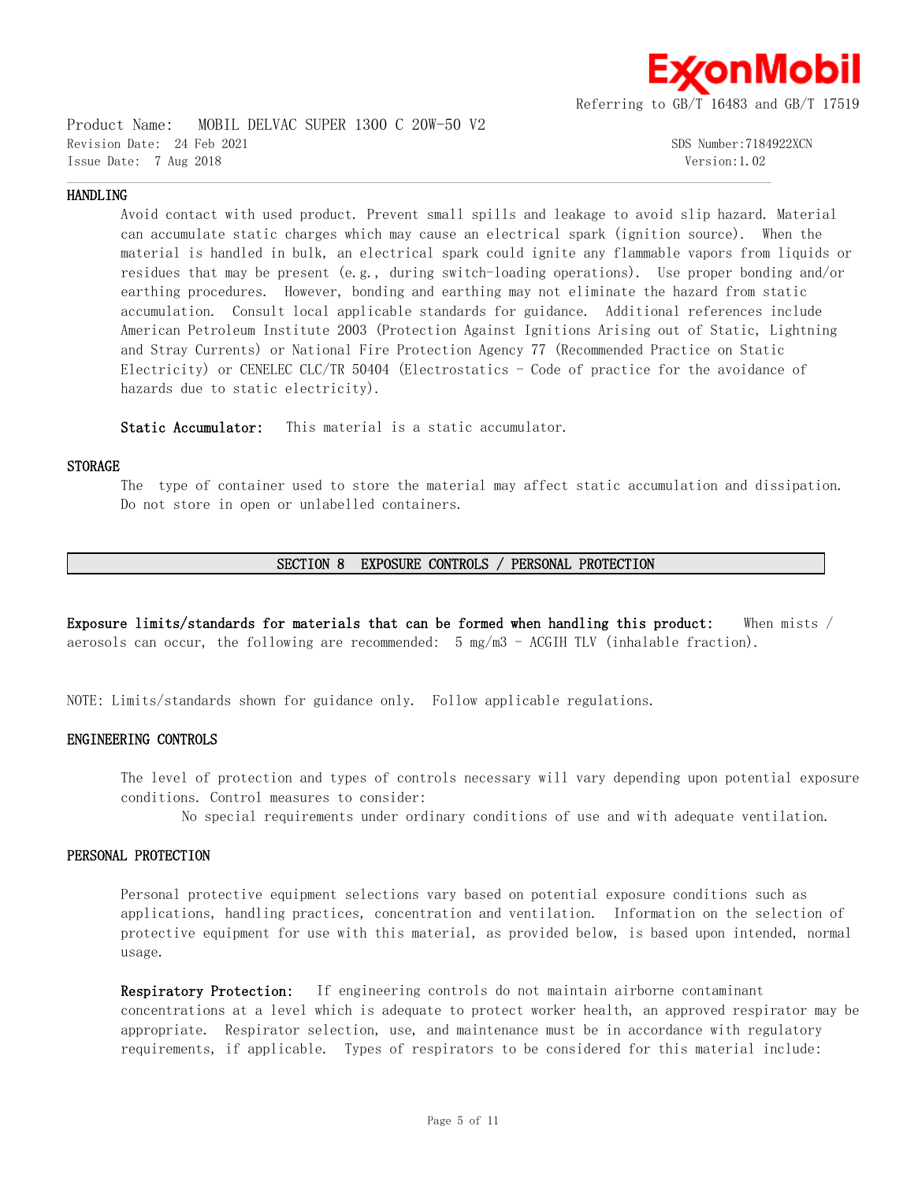### HANDLING

Avoid contact with used product. Prevent small spills and leakage to avoid slip hazard. Material can accumulate static charges which may cause an electrical spark (ignition source). When the material is handled in bulk, an electrical spark could ignite any flammable vapors from liquids or residues that may be present (e.g., during switch-loading operations). Use proper bonding and/or earthing procedures. However, bonding and earthing may not eliminate the hazard from static accumulation. Consult local applicable standards for guidance. Additional references include American Petroleum Institute 2003 (Protection Against Ignitions Arising out of Static, Lightning and Stray Currents) or National Fire Protection Agency 77 (Recommended Practice on Static Electricity) or CENELEC CLC/TR 50404 (Electrostatics - Code of practice for the avoidance of hazards due to static electricity).

**Static Accumulator:** This material is a static accumulator.

### STORAGE

The type of container used to store the material may affect static accumulation and dissipation. Do not store in open or unlabelled containers.

## SECTION 8 EXPOSURE CONTROLS / PERSONAL PROTECTION

**Exposure limits/standards for materials that can be formed when handling this product:** When mists / aerosols can occur, the following are recommended: 5 mg/m3 - ACGIH TLV (inhalable fraction).

NOTE: Limits/standards shown for guidance only. Follow applicable regulations.

### ENGINEERING CONTROLS

The level of protection and types of controls necessary will vary depending upon potential exposure conditions. Control measures to consider:

No special requirements under ordinary conditions of use and with adequate ventilation.

### PERSONAL PROTECTION

Personal protective equipment selections vary based on potential exposure conditions such as applications, handling practices, concentration and ventilation. Information on the selection of protective equipment for use with this material, as provided below, is based upon intended, normal usage.

**Respiratory Protection:** If engineering controls do not maintain airborne contaminant concentrations at a level which is adequate to protect worker health, an approved respirator may be appropriate. Respirator selection, use, and maintenance must be in accordance with regulatory requirements, if applicable. Types of respirators to be considered for this material include: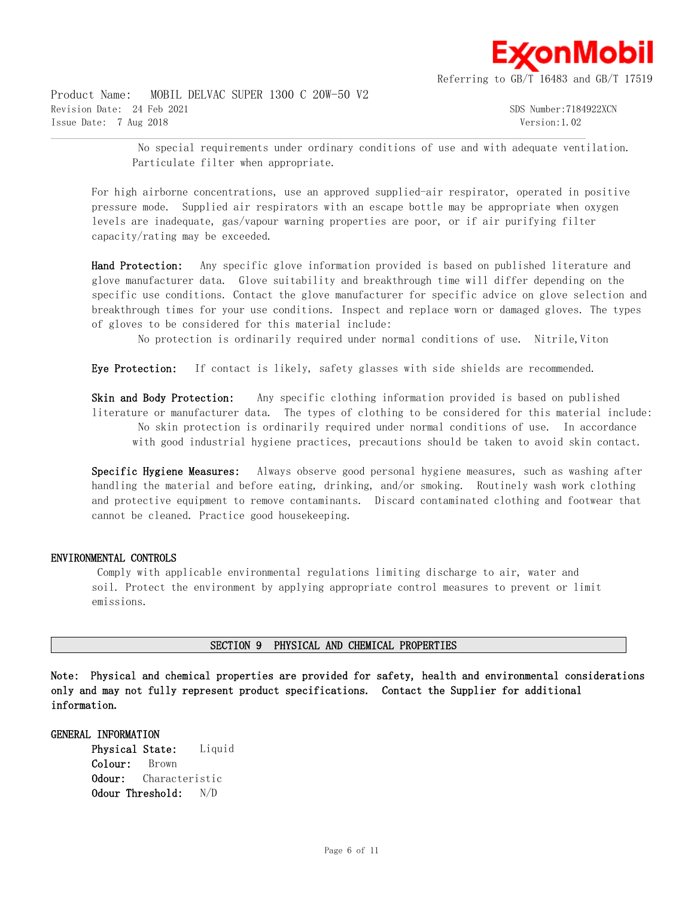No special requirements under ordinary conditions of use and with adequate ventilation. Particulate filter when appropriate.

For high airborne concentrations, use an approved supplied-air respirator, operated in positive pressure mode. Supplied air respirators with an escape bottle may be appropriate when oxygen levels are inadequate, gas/vapour warning properties are poor, or if air purifying filter capacity/rating may be exceeded.

**Hand Protection:** Any specific glove information provided is based on published literature and glove manufacturer data. Glove suitability and breakthrough time will differ depending on the specific use conditions. Contact the glove manufacturer for specific advice on glove selection and breakthrough times for your use conditions. Inspect and replace worn or damaged gloves. The types of gloves to be considered for this material include:

No protection is ordinarily required under normal conditions of use. Nitrile,Viton

**Eye Protection:** If contact is likely, safety glasses with side shields are recommended.

**Skin and Body Protection:** Any specific clothing information provided is based on published literature or manufacturer data. The types of clothing to be considered for this material include:

No skin protection is ordinarily required under normal conditions of use. In accordance with good industrial hygiene practices, precautions should be taken to avoid skin contact.

**Specific Hygiene Measures:** Always observe good personal hygiene measures, such as washing after handling the material and before eating, drinking, and/or smoking. Routinely wash work clothing and protective equipment to remove contaminants. Discard contaminated clothing and footwear that cannot be cleaned. Practice good housekeeping.

### ENVIRONMENTAL CONTROLS

Comply with applicable environmental regulations limiting discharge to air, water and soil. Protect the environment by applying appropriate control measures to prevent or limit emissions.

## SECTION 9 PHYSICAL AND CHEMICAL PROPERTIES

**Note: Physical and chemical properties are provided for safety, health and environmental considerations only and may not fully represent product specifications. Contact the Supplier for additional information.**

### GENERAL INFORMATION

**Physical State:** Liquid
**Colour:** Brown
**Odour:** Characteristic
**Odour Threshold:** N/D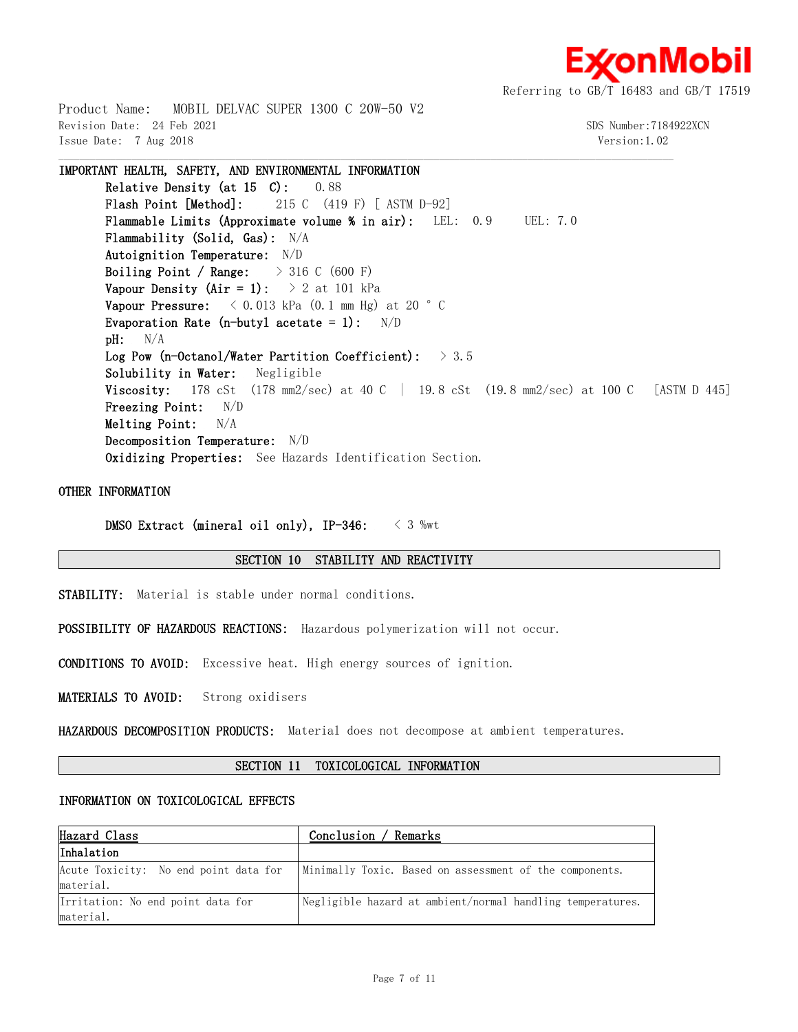IMPORTANT HEALTH, SAFETY, AND ENVIRONMENTAL INFORMATION

**Relative Density (at 15 C):** 0.88
**Flash Point [Method]:** 215 C (419 F) [ ASTM D-92]
**Flammable Limits (Approximate volume % in air):** LEL: 0.9 UEL: 7.0
**Flammability (Solid, Gas):** N/A
**Autoignition Temperature:** N/D
**Boiling Point / Range:** > 316 C (600 F)
**Vapour Density (Air = 1):** > 2 at 101 kPa
**Vapour Pressure:** < 0.013 kPa (0.1 mm Hg) at 20 ° C
**Evaporation Rate (n-butyl acetate = 1):** N/D
**pH:** N/A
**Log Pow (n-Octanol/Water Partition Coefficient):** > 3.5
**Solubility in Water:** Negligible
**Viscosity:** 178 cSt (178 mm2/sec) at 40 C | 19.8 cSt (19.8 mm2/sec) at 100 C [ASTM D 445]
**Freezing Point:** N/D
**Melting Point:** N/A
**Decomposition Temperature:** N/D
**Oxidizing Properties:** See Hazards Identification Section.

OTHER INFORMATION

**DMSO Extract (mineral oil only), IP-346:** < 3 %wt

## SECTION 10 STABILITY AND REACTIVITY

**STABILITY:** Material is stable under normal conditions.

**POSSIBILITY OF HAZARDOUS REACTIONS:** Hazardous polymerization will not occur.

**CONDITIONS TO AVOID:** Excessive heat. High energy sources of ignition.

**MATERIALS TO AVOID:** Strong oxidisers

**HAZARDOUS DECOMPOSITION PRODUCTS:** Material does not decompose at ambient temperatures.

## SECTION 11 TOXICOLOGICAL INFORMATION

INFORMATION ON TOXICOLOGICAL EFFECTS

| Hazard Class | Conclusion / Remarks |
|---|---|
| **Inhalation** | |
| Acute Toxicity: No end point data for material. | Minimally Toxic. Based on assessment of the components. |
| Irritation: No end point data for material. | Negligible hazard at ambient/normal handling temperatures. |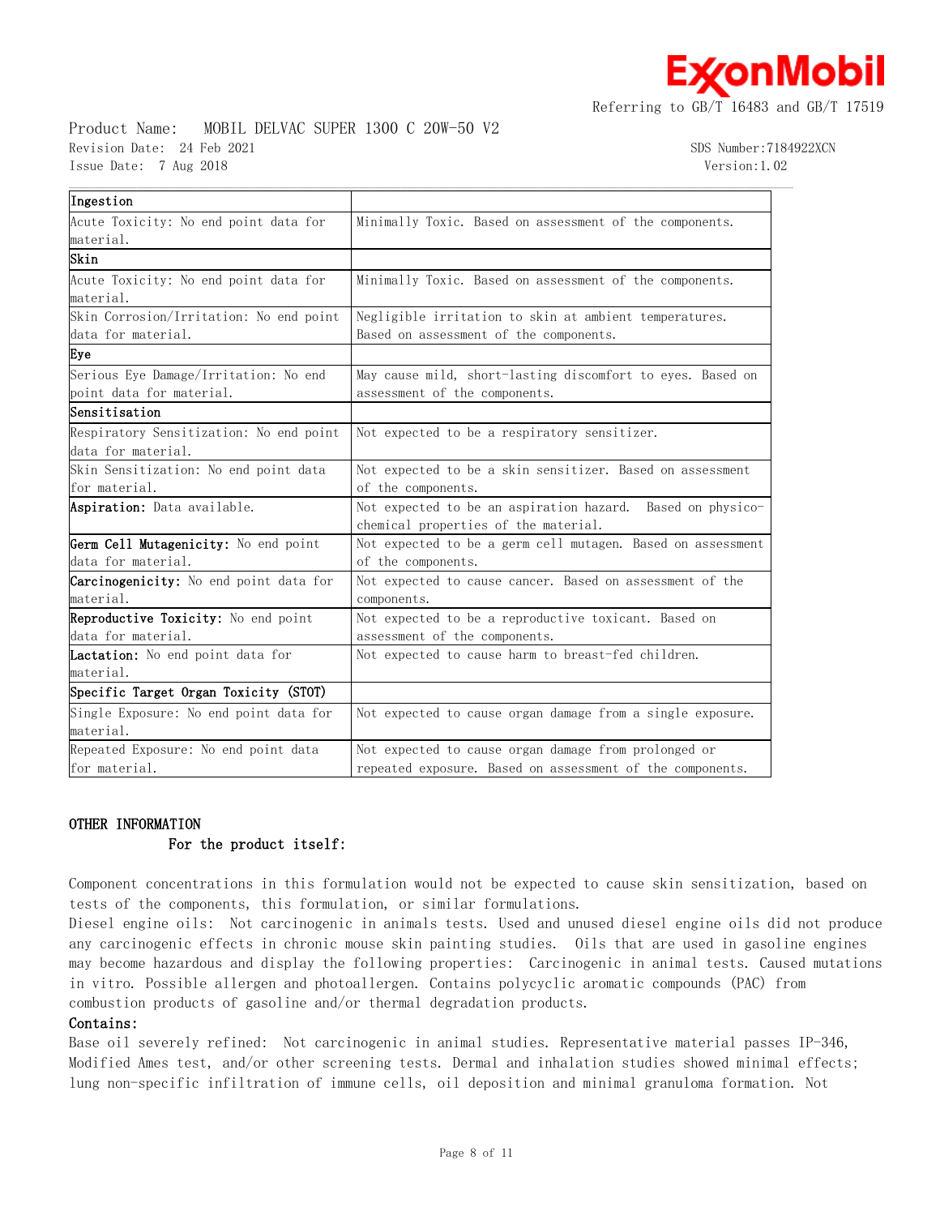| Ingestion | |
|---|---|
| Acute Toxicity: No end point data for material. | Minimally Toxic. Based on assessment of the components. |
| **Skin** | |
| Acute Toxicity: No end point data for material. | Minimally Toxic. Based on assessment of the components. |
| Skin Corrosion/Irritation: No end point data for material. | Negligible irritation to skin at ambient temperatures. Based on assessment of the components. |
| **Eye** | |
| Serious Eye Damage/Irritation: No end point data for material. | May cause mild, short-lasting discomfort to eyes. Based on assessment of the components. |
| **Sensitisation** | |
| Respiratory Sensitization: No end point data for material. | Not expected to be a respiratory sensitizer. |
| Skin Sensitization: No end point data for material. | Not expected to be a skin sensitizer. Based on assessment of the components. |
| **Aspiration:** Data available. | Not expected to be an aspiration hazard. Based on physico-chemical properties of the material. |
| **Germ Cell Mutagenicity:** No end point data for material. | Not expected to be a germ cell mutagen. Based on assessment of the components. |
| **Carcinogenicity:** No end point data for material. | Not expected to cause cancer. Based on assessment of the components. |
| **Reproductive Toxicity:** No end point data for material. | Not expected to be a reproductive toxicant. Based on assessment of the components. |
| **Lactation:** No end point data for material. | Not expected to cause harm to breast-fed children. |
| **Specific Target Organ Toxicity (STOT)** | |
| Single Exposure: No end point data for material. | Not expected to cause organ damage from a single exposure. |
| Repeated Exposure: No end point data for material. | Not expected to cause organ damage from prolonged or repeated exposure. Based on assessment of the components. |

## OTHER INFORMATION

### For the product itself:

Component concentrations in this formulation would not be expected to cause skin sensitization, based on tests of the components, this formulation, or similar formulations.
Diesel engine oils: Not carcinogenic in animals tests. Used and unused diesel engine oils did not produce any carcinogenic effects in chronic mouse skin painting studies. Oils that are used in gasoline engines may become hazardous and display the following properties: Carcinogenic in animal tests. Caused mutations in vitro. Possible allergen and photoallergen. Contains polycyclic aromatic compounds (PAC) from combustion products of gasoline and/or thermal degradation products.

### Contains:

Base oil severely refined: Not carcinogenic in animal studies. Representative material passes IP-346, Modified Ames test, and/or other screening tests. Dermal and inhalation studies showed minimal effects; lung non-specific infiltration of immune cells, oil deposition and minimal granuloma formation. Not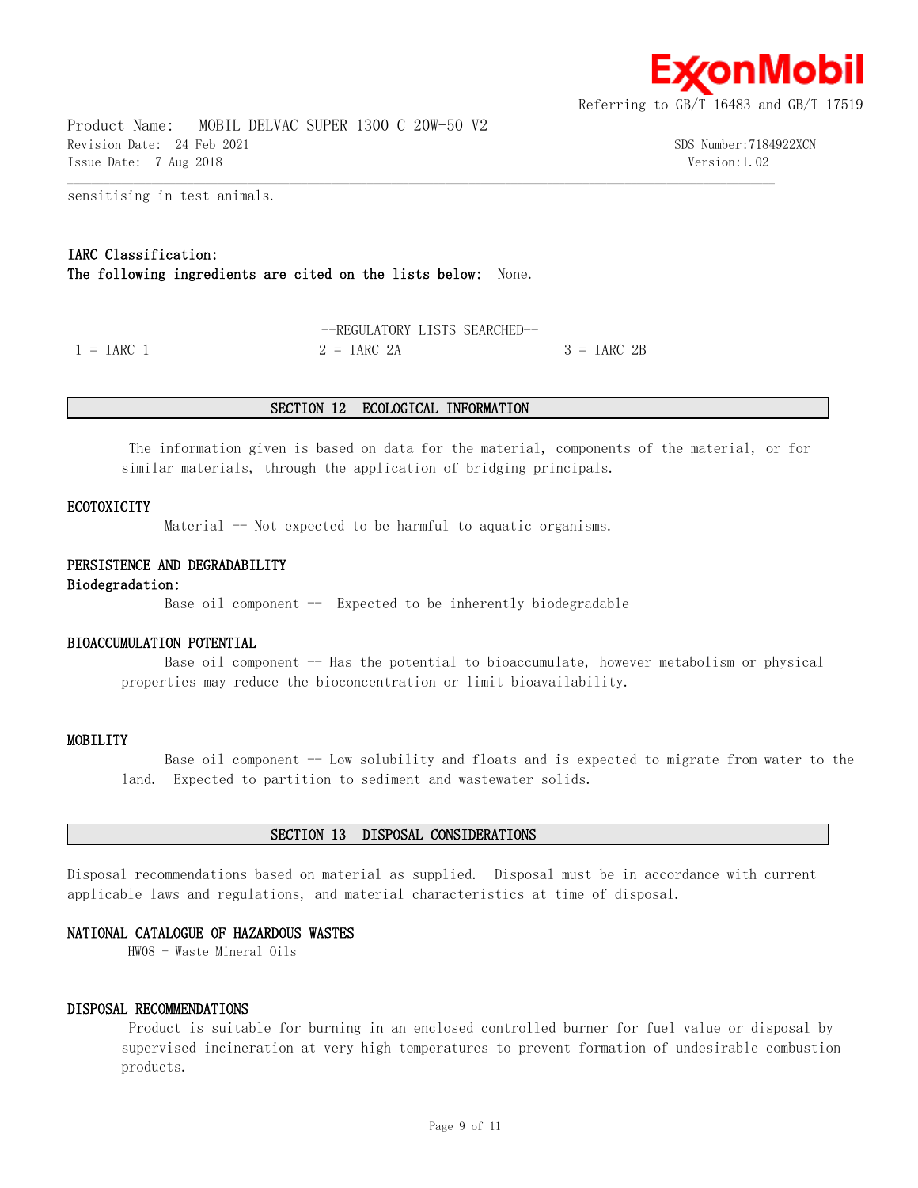sensitising in test animals.

**IARC Classification:**

**The following ingredients are cited on the lists below:** None.

--REGULATORY LISTS SEARCHED--

| | | |
|---|---|---|
| 1 = IARC 1 | 2 = IARC 2A | 3 = IARC 2B |

## SECTION 12 ECOLOGICAL INFORMATION

The information given is based on data for the material, components of the material, or for similar materials, through the application of bridging principals.

### ECOTOXICITY

Material -- Not expected to be harmful to aquatic organisms.

### PERSISTENCE AND DEGRADABILITY

**Biodegradation:**

Base oil component -- Expected to be inherently biodegradable

### BIOACCUMULATION POTENTIAL

Base oil component -- Has the potential to bioaccumulate, however metabolism or physical properties may reduce the bioconcentration or limit bioavailability.

### MOBILITY

Base oil component -- Low solubility and floats and is expected to migrate from water to the land. Expected to partition to sediment and wastewater solids.

## SECTION 13 DISPOSAL CONSIDERATIONS

Disposal recommendations based on material as supplied. Disposal must be in accordance with current applicable laws and regulations, and material characteristics at time of disposal.

### NATIONAL CATALOGUE OF HAZARDOUS WASTES

HW08 - Waste Mineral Oils

### DISPOSAL RECOMMENDATIONS

Product is suitable for burning in an enclosed controlled burner for fuel value or disposal by supervised incineration at very high temperatures to prevent formation of undesirable combustion products.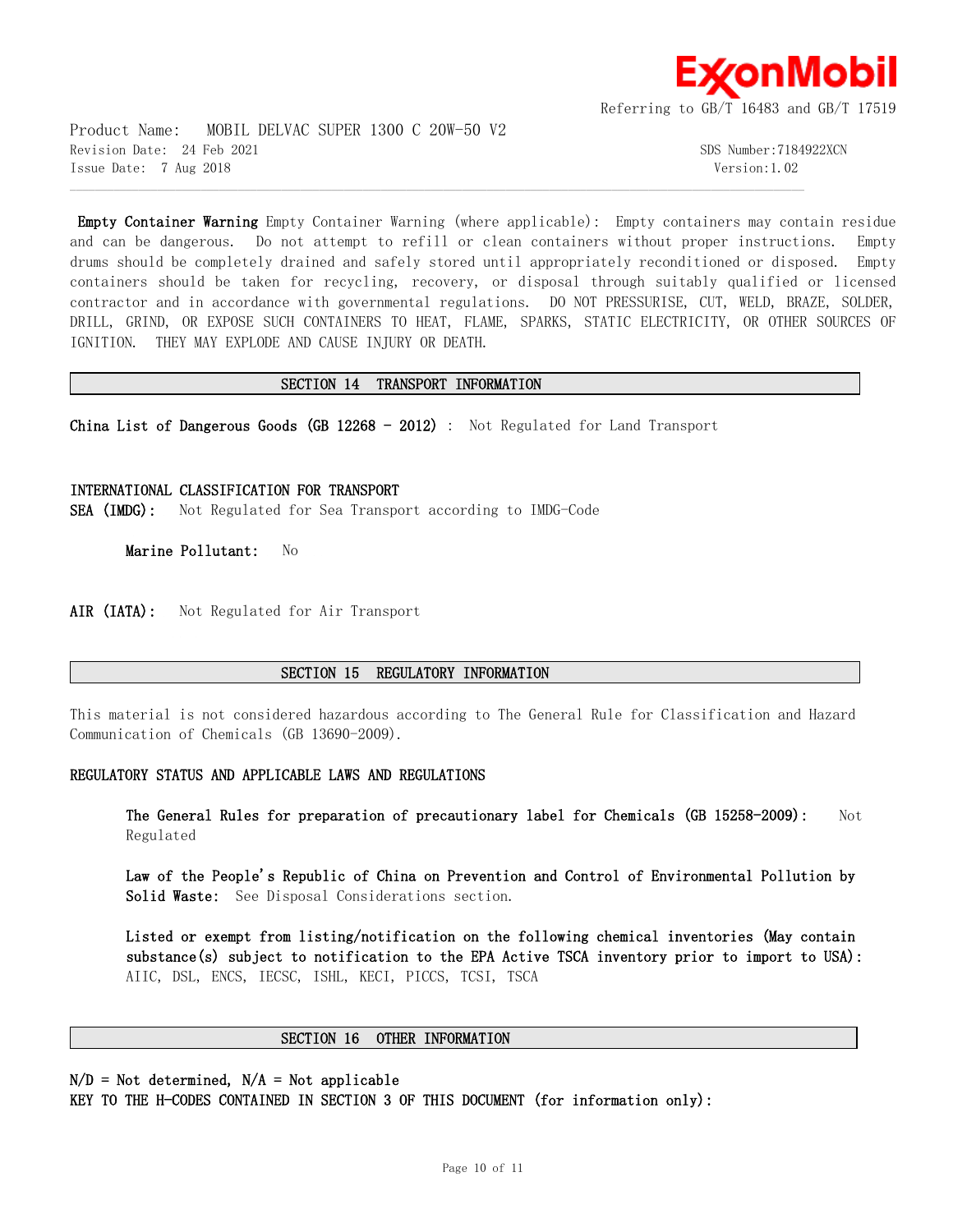**Empty Container Warning** Empty Container Warning (where applicable): Empty containers may contain residue and can be dangerous. Do not attempt to refill or clean containers without proper instructions. Empty drums should be completely drained and safely stored until appropriately reconditioned or disposed. Empty containers should be taken for recycling, recovery, or disposal through suitably qualified or licensed contractor and in accordance with governmental regulations. DO NOT PRESSURISE, CUT, WELD, BRAZE, SOLDER, DRILL, GRIND, OR EXPOSE SUCH CONTAINERS TO HEAT, FLAME, SPARKS, STATIC ELECTRICITY, OR OTHER SOURCES OF IGNITION. THEY MAY EXPLODE AND CAUSE INJURY OR DEATH.

## SECTION 14 TRANSPORT INFORMATION

**China List of Dangerous Goods (GB 12268 - 2012)** : Not Regulated for Land Transport

**INTERNATIONAL CLASSIFICATION FOR TRANSPORT**

**SEA (IMDG):** Not Regulated for Sea Transport according to IMDG-Code

**Marine Pollutant:** No

**AIR (IATA):** Not Regulated for Air Transport

## SECTION 15 REGULATORY INFORMATION

This material is not considered hazardous according to The General Rule for Classification and Hazard Communication of Chemicals (GB 13690-2009).

**REGULATORY STATUS AND APPLICABLE LAWS AND REGULATIONS**

**The General Rules for preparation of precautionary label for Chemicals (GB 15258-2009):** Not Regulated

**Law of the People's Republic of China on Prevention and Control of Environmental Pollution by Solid Waste:** See Disposal Considerations section.

**Listed or exempt from listing/notification on the following chemical inventories (May contain substance(s) subject to notification to the EPA Active TSCA inventory prior to import to USA):** AIIC, DSL, ENCS, IECSC, ISHL, KECI, PICCS, TCSI, TSCA

## SECTION 16 OTHER INFORMATION

N/D = Not determined, N/A = Not applicable

**KEY TO THE H-CODES CONTAINED IN SECTION 3 OF THIS DOCUMENT (for information only):**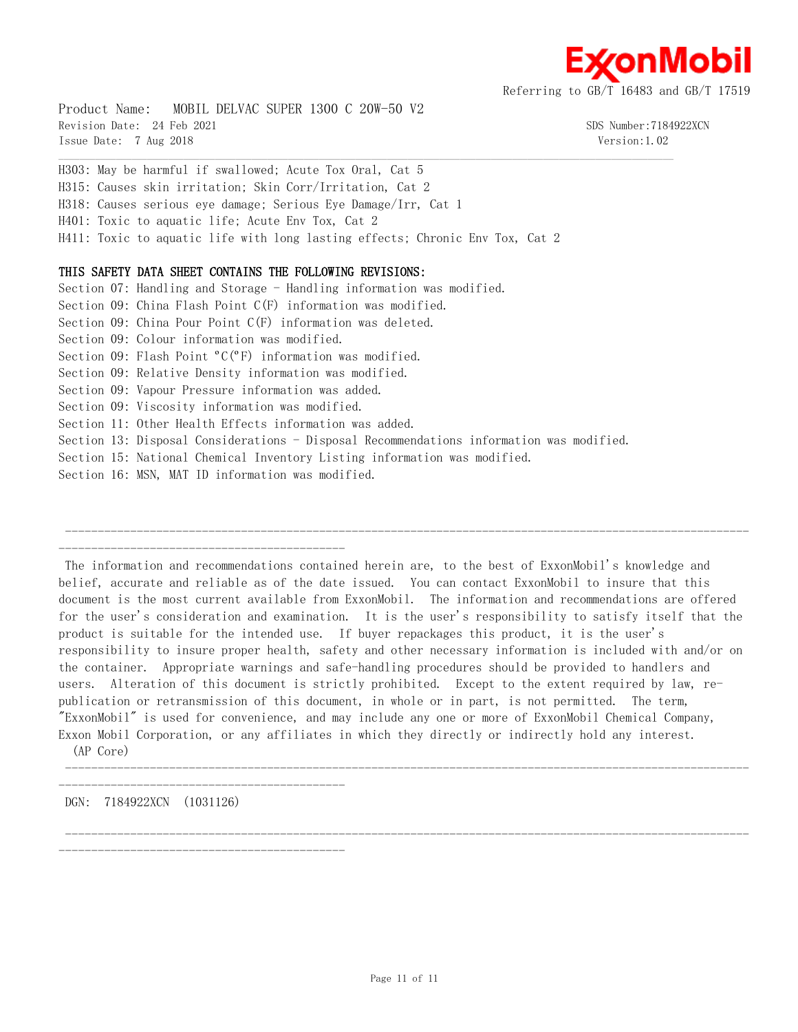H303: May be harmful if swallowed; Acute Tox Oral, Cat 5
H315: Causes skin irritation; Skin Corr/Irritation, Cat 2
H318: Causes serious eye damage; Serious Eye Damage/Irr, Cat 1
H401: Toxic to aquatic life; Acute Env Tox, Cat 2
H411: Toxic to aquatic life with long lasting effects; Chronic Env Tox, Cat 2

**THIS SAFETY DATA SHEET CONTAINS THE FOLLOWING REVISIONS:**

Section 07: Handling and Storage - Handling information was modified.
Section 09: China Flash Point C(F) information was modified.
Section 09: China Pour Point C(F) information was deleted.
Section 09: Colour information was modified.
Section 09: Flash Point °C(°F) information was modified.
Section 09: Relative Density information was modified.
Section 09: Vapour Pressure information was added.
Section 09: Viscosity information was modified.
Section 11: Other Health Effects information was added.
Section 13: Disposal Considerations - Disposal Recommendations information was modified.
Section 15: National Chemical Inventory Listing information was modified.
Section 16: MSN, MAT ID information was modified.

---

The information and recommendations contained herein are, to the best of ExxonMobil's knowledge and belief, accurate and reliable as of the date issued. You can contact ExxonMobil to insure that this document is the most current available from ExxonMobil. The information and recommendations are offered for the user's consideration and examination. It is the user's responsibility to satisfy itself that the product is suitable for the intended use. If buyer repackages this product, it is the user's responsibility to insure proper health, safety and other necessary information is included with and/or on the container. Appropriate warnings and safe-handling procedures should be provided to handlers and users. Alteration of this document is strictly prohibited. Except to the extent required by law, re-publication or retransmission of this document, in whole or in part, is not permitted. The term, "ExxonMobil" is used for convenience, and may include any one or more of ExxonMobil Chemical Company, Exxon Mobil Corporation, or any affiliates in which they directly or indirectly hold any interest.
(AP Core)

---

DGN: 7184922XCN (1031126)

---